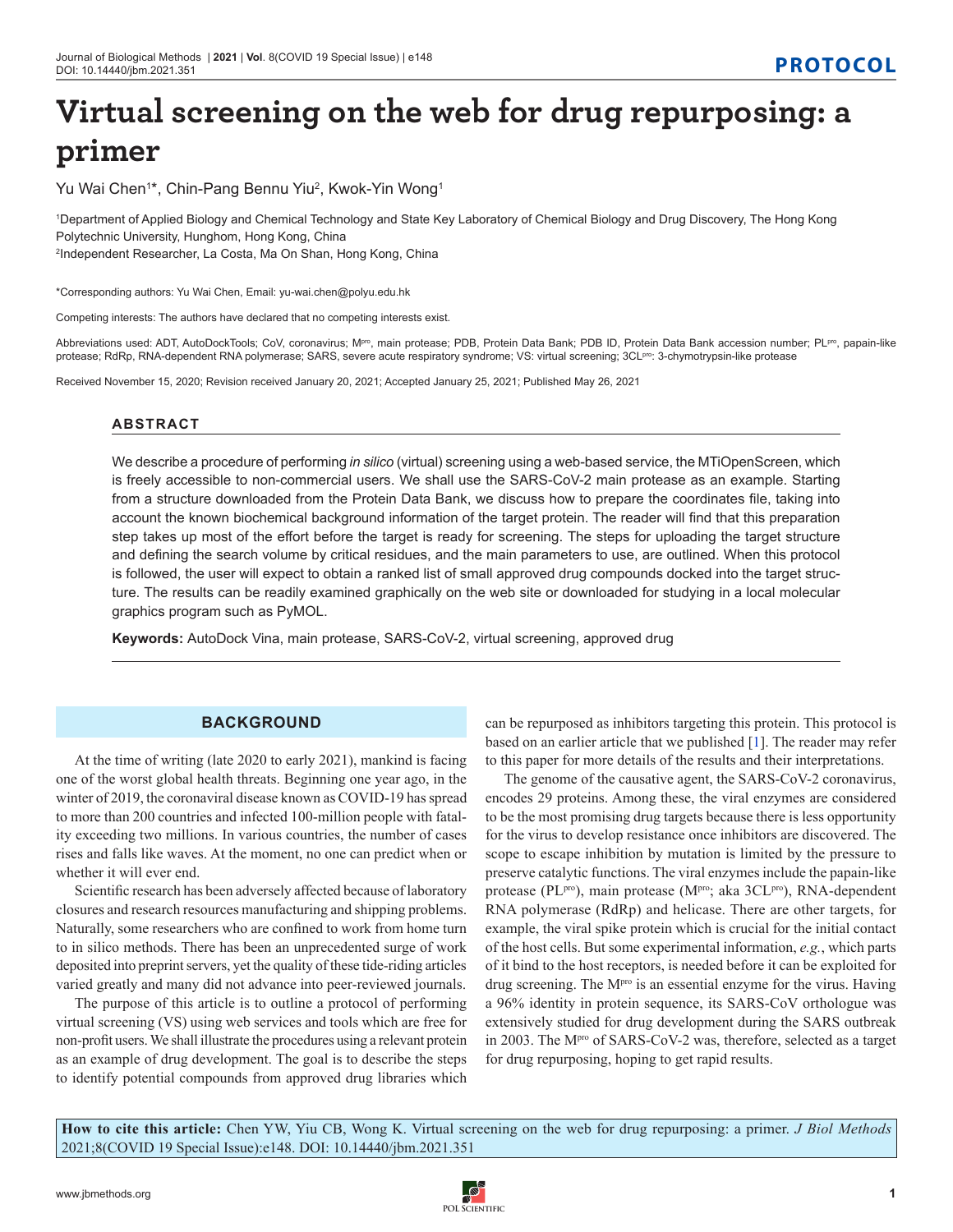PROTOCOL

# Virtual screening on the web for drug repurposing: a primer

Yu Wai Chen[1]*, Chin-Pang Bennu Yiu[2], Kwok-Yin Wong[1]

[1]Department of Applied Biology and Chemical Technology and State Key Laboratory of Chemical Biology and Drug Discovery, The Hong Kong Polytechnic University, Hunghom, Hong Kong, China
[2]Independent Researcher, La Costa, Ma On Shan, Hong Kong, China

*Corresponding authors: Yu Wai Chen, Email: yu-wai.chen@polyu.edu.hk

Competing interests: The authors have declared that no competing interests exist.

Abbreviations used: ADT, AutoDockTools; CoV, coronavirus; M<sup>pro</sup>, main protease; PDB, Protein Data Bank; PDB ID, Protein Data Bank accession number; PL<sup>pro</sup>, papain-like protease; RdRp, RNA-dependent RNA polymerase; SARS, severe acute respiratory syndrome; VS: virtual screening; 3CL<sup>pro</sup>: 3-chymotrypsin-like protease

Received November 15, 2020; Revision received January 20, 2021; Accepted January 25, 2021; Published May 26, 2021

## ABSTRACT

We describe a procedure of performing *in silico* (virtual) screening using a web-based service, the MTiOpenScreen, which is freely accessible to non-commercial users. We shall use the SARS-CoV-2 main protease as an example. Starting from a structure downloaded from the Protein Data Bank, we discuss how to prepare the coordinates file, taking into account the known biochemical background information of the target protein. The reader will find that this preparation step takes up most of the effort before the target is ready for screening. The steps for uploading the target structure and defining the search volume by critical residues, and the main parameters to use, are outlined. When this protocol is followed, the user will expect to obtain a ranked list of small approved drug compounds docked into the target structure. The results can be readily examined graphically on the web site or downloaded for studying in a local molecular graphics program such as PyMOL.

**Keywords:** AutoDock Vina, main protease, SARS-CoV-2, virtual screening, approved drug

## BACKGROUND

At the time of writing (late 2020 to early 2021), mankind is facing one of the worst global health threats. Beginning one year ago, in the winter of 2019, the coronaviral disease known as COVID-19 has spread to more than 200 countries and infected 100-million people with fatality exceeding two millions. In various countries, the number of cases rises and falls like waves. At the moment, no one can predict when or whether it will ever end.

Scientific research has been adversely affected because of laboratory closures and research resources manufacturing and shipping problems. Naturally, some researchers who are confined to work from home turn to in silico methods. There has been an unprecedented surge of work deposited into preprint servers, yet the quality of these tide-riding articles varied greatly and many did not advance into peer-reviewed journals.

The purpose of this article is to outline a protocol of performing virtual screening (VS) using web services and tools which are free for non-profit users. We shall illustrate the procedures using a relevant protein as an example of drug development. The goal is to describe the steps to identify potential compounds from approved drug libraries which can be repurposed as inhibitors targeting this protein. This protocol is based on an earlier article that we published [1]. The reader may refer to this paper for more details of the results and their interpretations.

The genome of the causative agent, the SARS-CoV-2 coronavirus, encodes 29 proteins. Among these, the viral enzymes are considered to be the most promising drug targets because there is less opportunity for the virus to develop resistance once inhibitors are discovered. The scope to escape inhibition by mutation is limited by the pressure to preserve catalytic functions. The viral enzymes include the papain-like protease (PL<sup>pro</sup>), main protease (M<sup>pro</sup>; aka 3CL<sup>pro</sup>), RNA-dependent RNA polymerase (RdRp) and helicase. There are other targets, for example, the viral spike protein which is crucial for the initial contact of the host cells. But some experimental information, *e.g.*, which parts of it bind to the host receptors, is needed before it can be exploited for drug screening. The M<sup>pro</sup> is an essential enzyme for the virus. Having a 96% identity in protein sequence, its SARS-CoV orthologue was extensively studied for drug development during the SARS outbreak in 2003. The M<sup>pro</sup> of SARS-CoV-2 was, therefore, selected as a target for drug repurposing, hoping to get rapid results.

**How to cite this article:** Chen YW, Yiu CB, Wong K. Virtual screening on the web for drug repurposing: a primer. *J Biol Methods* 2021;8(COVID 19 Special Issue):e148. DOI: 10.14440/jbm.2021.351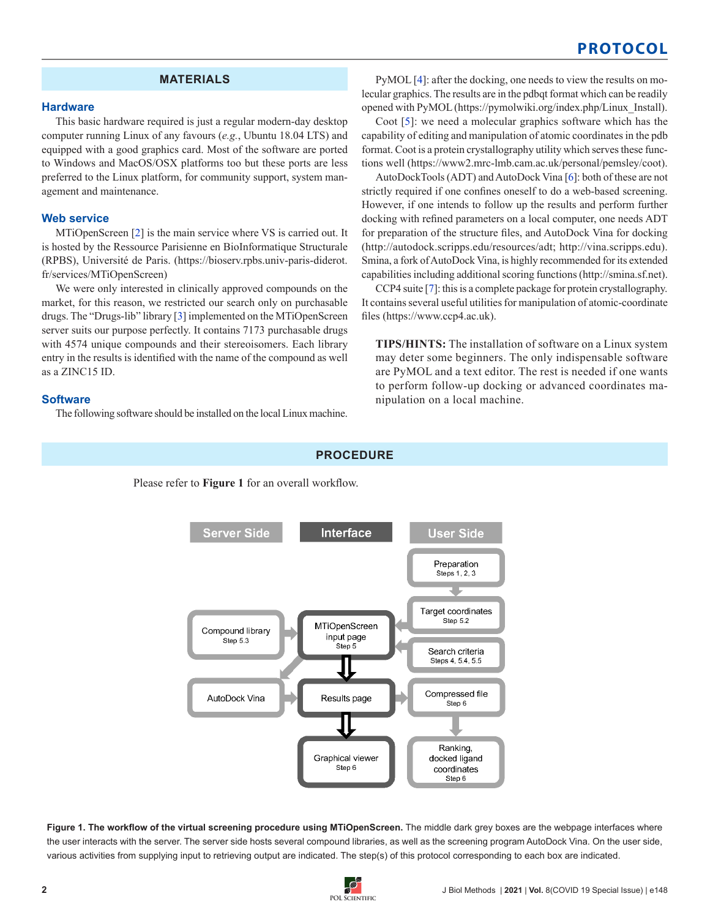## MATERIALS

### Hardware

This basic hardware required is just a regular modern-day desktop computer running Linux of any favours (*e.g.*, Ubuntu 18.04 LTS) and equipped with a good graphics card. Most of the software are ported to Windows and MacOS/OSX platforms too but these ports are less preferred to the Linux platform, for community support, system management and maintenance.

### Web service

MTiOpenScreen [2] is the main service where VS is carried out. It is hosted by the Ressource Parisienne en BioInformatique Structurale (RPBS), Université de Paris. (https://bioserv.rpbs.univ-paris-diderot.fr/services/MTiOpenScreen)

We were only interested in clinically approved compounds on the market, for this reason, we restricted our search only on purchasable drugs. The "Drugs-lib" library [3] implemented on the MTiOpenScreen server suits our purpose perfectly. It contains 7173 purchasable drugs with 4574 unique compounds and their stereoisomers. Each library entry in the results is identified with the name of the compound as well as a ZINC15 ID.

### Software

The following software should be installed on the local Linux machine.

PyMOL [4]: after the docking, one needs to view the results on molecular graphics. The results are in the pdbqt format which can be readily opened with PyMOL (https://pymolwiki.org/index.php/Linux_Install).

Coot [5]: we need a molecular graphics software which has the capability of editing and manipulation of atomic coordinates in the pdb format. Coot is a protein crystallography utility which serves these functions well (https://www2.mrc-lmb.cam.ac.uk/personal/pemsley/coot).

AutoDockTools (ADT) and AutoDock Vina [6]: both of these are not strictly required if one confines oneself to do a web-based screening. However, if one intends to follow up the results and perform further docking with refined parameters on a local computer, one needs ADT for preparation of the structure files, and AutoDock Vina for docking (http://autodock.scripps.edu/resources/adt; http://vina.scripps.edu). Smina, a fork of AutoDock Vina, is highly recommended for its extended capabilities including additional scoring functions (http://smina.sf.net).

CCP4 suite [7]: this is a complete package for protein crystallography. It contains several useful utilities for manipulation of atomic-coordinate files (https://www.ccp4.ac.uk).

**TIPS/HINTS:** The installation of software on a Linux system may deter some beginners. The only indispensable software are PyMOL and a text editor. The rest is needed if one wants to perform follow-up docking or advanced coordinates manipulation on a local machine.

## PROCEDURE

Please refer to **Figure 1** for an overall workflow.

**Figure 1. The workflow of the virtual screening procedure using MTiOpenScreen.** The middle dark grey boxes are the webpage interfaces where the user interacts with the server. The server side hosts several compound libraries, as well as the screening program AutoDock Vina. On the user side, various activities from supplying input to retrieving output are indicated. The step(s) of this protocol corresponding to each box are indicated.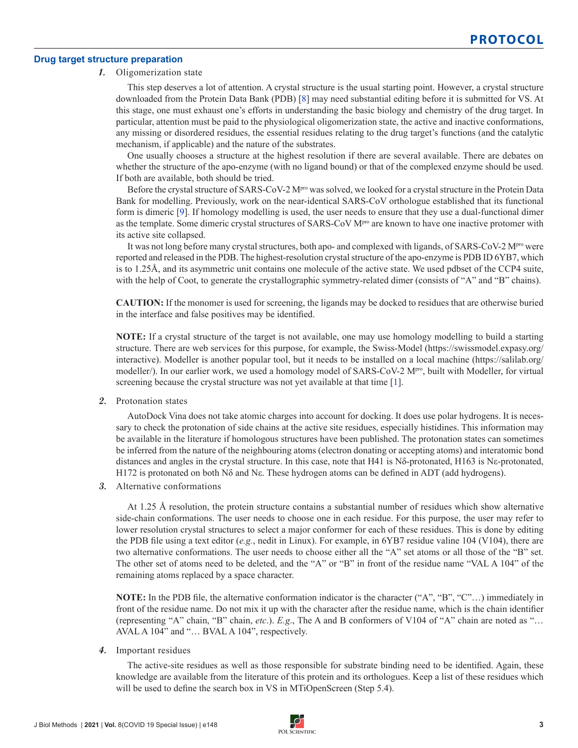### Drug target structure preparation

***1.*** Oligomerization state

This step deserves a lot of attention. A crystal structure is the usual starting point. However, a crystal structure downloaded from the Protein Data Bank (PDB) [8] may need substantial editing before it is submitted for VS. At this stage, one must exhaust one's efforts in understanding the basic biology and chemistry of the drug target. In particular, attention must be paid to the physiological oligomerization state, the active and inactive conformations, any missing or disordered residues, the essential residues relating to the drug target's functions (and the catalytic mechanism, if applicable) and the nature of the substrates.

One usually chooses a structure at the highest resolution if there are several available. There are debates on whether the structure of the apo-enzyme (with no ligand bound) or that of the complexed enzyme should be used. If both are available, both should be tried.

Before the crystal structure of SARS-CoV-2 M$^{pro}$ was solved, we looked for a crystal structure in the Protein Data Bank for modelling. Previously, work on the near-identical SARS-CoV orthologue established that its functional form is dimeric [9]. If homology modelling is used, the user needs to ensure that they use a dual-functional dimer as the template. Some dimeric crystal structures of SARS-CoV M$^{pro}$ are known to have one inactive protomer with its active site collapsed.

It was not long before many crystal structures, both apo- and complexed with ligands, of SARS-CoV-2 M$^{pro}$ were reported and released in the PDB. The highest-resolution crystal structure of the apo-enzyme is PDB ID 6YB7, which is to 1.25Å, and its asymmetric unit contains one molecule of the active state. We used pdbset of the CCP4 suite, with the help of Coot, to generate the crystallographic symmetry-related dimer (consists of "A" and "B" chains).

**CAUTION:** If the monomer is used for screening, the ligands may be docked to residues that are otherwise buried in the interface and false positives may be identified.

**NOTE:** If a crystal structure of the target is not available, one may use homology modelling to build a starting structure. There are web services for this purpose, for example, the Swiss-Model (https://swissmodel.expasy.org/interactive). Modeller is another popular tool, but it needs to be installed on a local machine (https://salilab.org/modeller/). In our earlier work, we used a homology model of SARS-CoV-2 M$^{pro}$, built with Modeller, for virtual screening because the crystal structure was not yet available at that time [1].

***2.*** Protonation states

AutoDock Vina does not take atomic charges into account for docking. It does use polar hydrogens. It is necessary to check the protonation of side chains at the active site residues, especially histidines. This information may be available in the literature if homologous structures have been published. The protonation states can sometimes be inferred from the nature of the neighbouring atoms (electron donating or accepting atoms) and interatomic bond distances and angles in the crystal structure. In this case, note that H41 is Nδ-protonated, H163 is Nε-protonated, H172 is protonated on both Nδ and Nε. These hydrogen atoms can be defined in ADT (add hydrogens).

***3.*** Alternative conformations

At 1.25 Å resolution, the protein structure contains a substantial number of residues which show alternative side-chain conformations. The user needs to choose one in each residue. For this purpose, the user may refer to lower resolution crystal structures to select a major conformer for each of these residues. This is done by editing the PDB file using a text editor (*e.g.*, nedit in Linux). For example, in 6YB7 residue valine 104 (V104), there are two alternative conformations. The user needs to choose either all the "A" set atoms or all those of the "B" set. The other set of atoms need to be deleted, and the "A" or "B" in front of the residue name "VAL A 104" of the remaining atoms replaced by a space character.

**NOTE:** In the PDB file, the alternative conformation indicator is the character ("A", "B", "C"…) immediately in front of the residue name. Do not mix it up with the character after the residue name, which is the chain identifier (representing "A" chain, "B" chain, *etc.*). *E.g.*, The A and B conformers of V104 of "A" chain are noted as "… AVAL A 104" and "… BVAL A 104", respectively.

***4.*** Important residues

The active-site residues as well as those responsible for substrate binding need to be identified. Again, these knowledge are available from the literature of this protein and its orthologues. Keep a list of these residues which will be used to define the search box in VS in MTiOpenScreen (Step 5.4).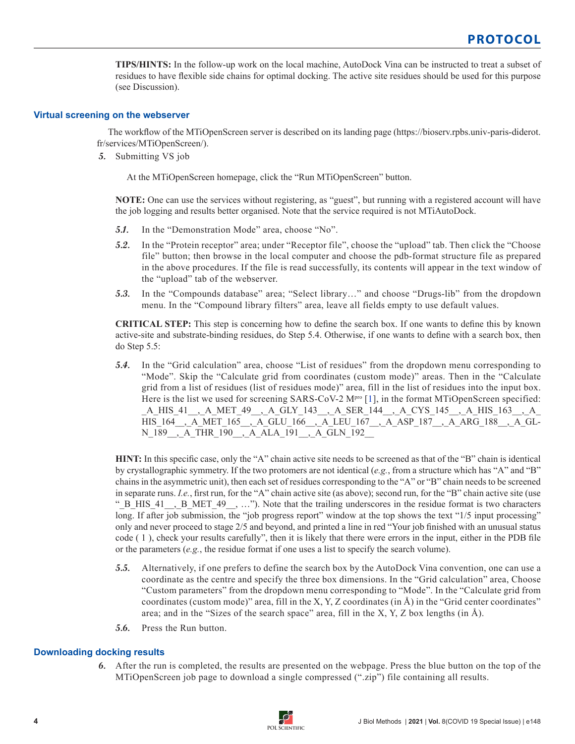**TIPS/HINTS:** In the follow-up work on the local machine, AutoDock Vina can be instructed to treat a subset of residues to have flexible side chains for optimal docking. The active site residues should be used for this purpose (see Discussion).

### Virtual screening on the webserver

The workflow of the MTiOpenScreen server is described on its landing page (https://bioserv.rpbs.univ-paris-diderot.fr/services/MTiOpenScreen/).

*5.* Submitting VS job

At the MTiOpenScreen homepage, click the "Run MTiOpenScreen" button.

**NOTE:** One can use the services without registering, as "guest", but running with a registered account will have the job logging and results better organised. Note that the service required is not MTiAutoDock.

*5.1.* In the "Demonstration Mode" area, choose "No".

*5.2.* In the "Protein receptor" area; under "Receptor file", choose the "upload" tab. Then click the "Choose file" button; then browse in the local computer and choose the pdb-format structure file as prepared in the above procedures. If the file is read successfully, its contents will appear in the text window of the "upload" tab of the webserver.

*5.3.* In the "Compounds database" area; "Select library…" and choose "Drugs-lib" from the dropdown menu. In the "Compound library filters" area, leave all fields empty to use default values.

**CRITICAL STEP:** This step is concerning how to define the search box. If one wants to define this by known active-site and substrate-binding residues, do Step 5.4. Otherwise, if one wants to define with a search box, then do Step 5.5:

*5.4.* In the "Grid calculation" area, choose "List of residues" from the dropdown menu corresponding to "Mode". Skip the "Calculate grid from coordinates (custom mode)" areas. Then in the "Calculate grid from a list of residues (list of residues mode)" area, fill in the list of residues into the input box. Here is the list we used for screening SARS-CoV-2 M$^{pro}$ [1], in the format MTiOpenScreen specified: _A_HIS_41__,_A_MET_49__,_A_GLY_143__,_A_SER_144__,_A_CYS_145__,_A_HIS_163__,_A_HIS_164__,_A_MET_165__,_A_GLU_166__,_A_LEU_167__,_A_ASP_187__,_A_ARG_188__,_A_GLN_189__,_A_THR_190__,_A_ALA_191__,_A_GLN_192__

**HINT:** In this specific case, only the "A" chain active site needs to be screened as that of the "B" chain is identical by crystallographic symmetry. If the two protomers are not identical (*e.g.*, from a structure which has "A" and "B" chains in the asymmetric unit), then each set of residues corresponding to the "A" or "B" chain needs to be screened in separate runs. *I.e.*, first run, for the "A" chain active site (as above); second run, for the "B" chain active site (use "_B_HIS_41__,_B_MET_49__, …"). Note that the trailing underscores in the residue format is two characters long. If after job submission, the "job progress report" window at the top shows the text "1/5 input processing" only and never proceed to stage 2/5 and beyond, and printed a line in red "Your job finished with an unusual status code ( 1 ), check your results carefully", then it is likely that there were errors in the input, either in the PDB file or the parameters (*e.g.*, the residue format if one uses a list to specify the search volume).

*5.5.* Alternatively, if one prefers to define the search box by the AutoDock Vina convention, one can use a coordinate as the centre and specify the three box dimensions. In the "Grid calculation" area, Choose "Custom parameters" from the dropdown menu corresponding to "Mode". In the "Calculate grid from coordinates (custom mode)" area, fill in the X, Y, Z coordinates (in Å) in the "Grid center coordinates" area; and in the "Sizes of the search space" area, fill in the X, Y, Z box lengths (in Å).

*5.6.* Press the Run button.

### Downloading docking results

*6.* After the run is completed, the results are presented on the webpage. Press the blue button on the top of the MTiOpenScreen job page to download a single compressed (".zip") file containing all results.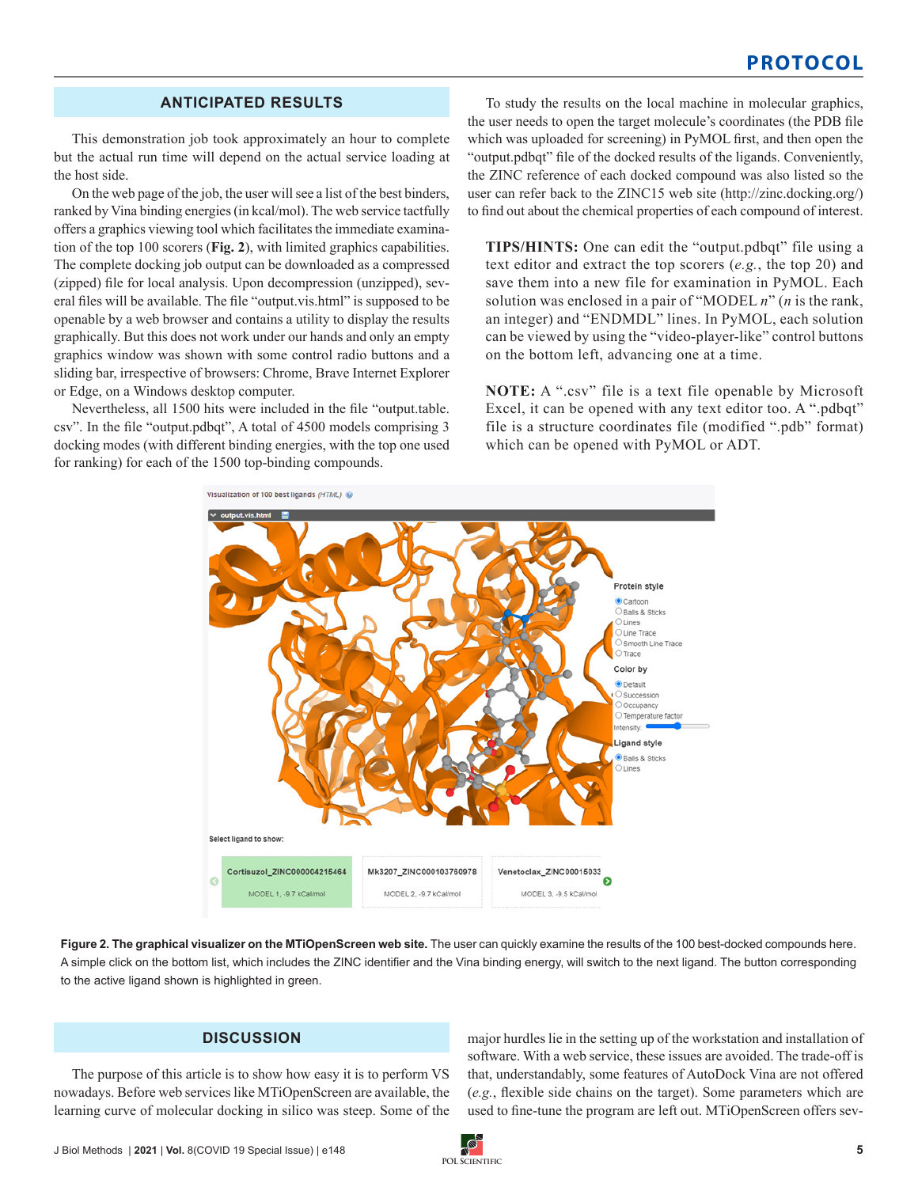## ANTICIPATED RESULTS

This demonstration job took approximately an hour to complete but the actual run time will depend on the actual service loading at the host side.

On the web page of the job, the user will see a list of the best binders, ranked by Vina binding energies (in kcal/mol). The web service tactfully offers a graphics viewing tool which facilitates the immediate examination of the top 100 scorers (**Fig. 2**), with limited graphics capabilities. The complete docking job output can be downloaded as a compressed (zipped) file for local analysis. Upon decompression (unzipped), several files will be available. The file "output.vis.html" is supposed to be openable by a web browser and contains a utility to display the results graphically. But this does not work under our hands and only an empty graphics window was shown with some control radio buttons and a sliding bar, irrespective of browsers: Chrome, Brave Internet Explorer or Edge, on a Windows desktop computer.

Nevertheless, all 1500 hits were included in the file "output.table.csv". In the file "output.pdbqt", A total of 4500 models comprising 3 docking modes (with different binding energies, with the top one used for ranking) for each of the 1500 top-binding compounds.

To study the results on the local machine in molecular graphics, the user needs to open the target molecule's coordinates (the PDB file which was uploaded for screening) in PyMOL first, and then open the "output.pdbqt" file of the docked results of the ligands. Conveniently, the ZINC reference of each docked compound was also listed so the user can refer back to the ZINC15 web site (http://zinc.docking.org/) to find out about the chemical properties of each compound of interest.

> **TIPS/HINTS:** One can edit the "output.pdbqt" file using a text editor and extract the top scorers (*e.g.*, the top 20) and save them into a new file for examination in PyMOL. Each solution was enclosed in a pair of "MODEL *n*" (*n* is the rank, an integer) and "ENDMDL" lines. In PyMOL, each solution can be viewed by using the "video-player-like" control buttons on the bottom left, advancing one at a time.

> **NOTE:** A ".csv" file is a text file openable by Microsoft Excel, it can be opened with any text editor too. A ".pdbqt" file is a structure coordinates file (modified ".pdb" format) which can be opened with PyMOL or ADT.

**Figure 2. The graphical visualizer on the MTiOpenScreen web site.** The user can quickly examine the results of the 100 best-docked compounds here. A simple click on the bottom list, which includes the ZINC identifier and the Vina binding energy, will switch to the next ligand. The button corresponding to the active ligand shown is highlighted in green.

## DISCUSSION

The purpose of this article is to show how easy it is to perform VS nowadays. Before web services like MTiOpenScreen are available, the learning curve of molecular docking in silico was steep. Some of the major hurdles lie in the setting up of the workstation and installation of software. With a web service, these issues are avoided. The trade-off is that, understandably, some features of AutoDock Vina are not offered (*e.g.*, flexible side chains on the target). Some parameters which are used to fine-tune the program are left out. MTiOpenScreen offers sev-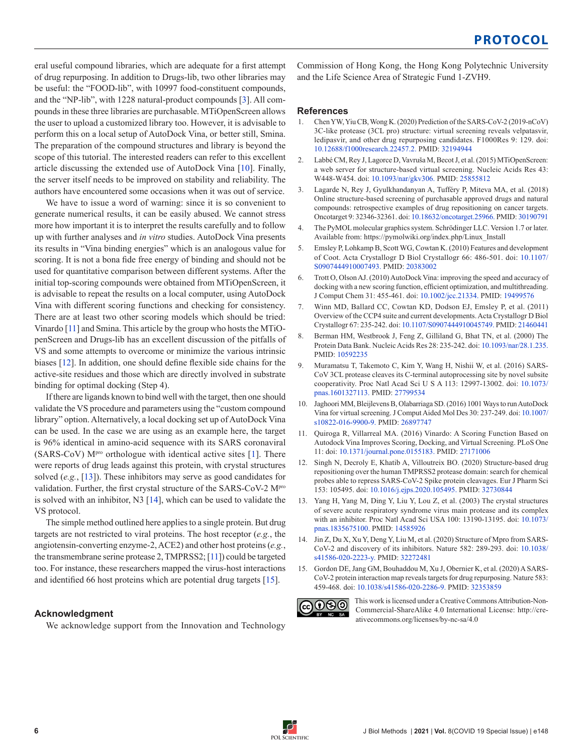eral useful compound libraries, which are adequate for a first attempt of drug repurposing. In addition to Drugs-lib, two other libraries may be useful: the "FOOD-lib", with 10997 food-constituent compounds, and the "NP-lib", with 1228 natural-product compounds [3]. All compounds in these three libraries are purchasable. MTiOpenScreen allows the user to upload a customized library too. However, it is advisable to perform this on a local setup of AutoDock Vina, or better still, Smina. The preparation of the compound structures and library is beyond the scope of this tutorial. The interested readers can refer to this excellent article discussing the extended use of AutoDock Vina [10]. Finally, the server itself needs to be improved on stability and reliability. The authors have encountered some occasions when it was out of service.

We have to issue a word of warning: since it is so convenient to generate numerical results, it can be easily abused. We cannot stress more how important it is to interpret the results carefully and to follow up with further analyses and *in vitro* studies. AutoDock Vina presents its results in "Vina binding energies" which is an analogous value for scoring. It is not a bona fide free energy of binding and should not be used for quantitative comparison between different systems. After the initial top-scoring compounds were obtained from MTiOpenScreen, it is advisable to repeat the results on a local computer, using AutoDock Vina with different scoring functions and checking for consistency. There are at least two other scoring models which should be tried: Vinardo [11] and Smina. This article by the group who hosts the MTiOpenScreen and Drugs-lib has an excellent discussion of the pitfalls of VS and some attempts to overcome or minimize the various intrinsic biases [12]. In addition, one should define flexible side chains for the active-site residues and those which are directly involved in substrate binding for optimal docking (Step 4).

If there are ligands known to bind well with the target, then one should validate the VS procedure and parameters using the "custom compound library" option. Alternatively, a local docking set up of AutoDock Vina can be used. In the case we are using as an example here, the target is 96% identical in amino-acid sequence with its SARS coronaviral (SARS-CoV) $M^{pro}$ orthologue with identical active sites [1]. There were reports of drug leads against this protein, with crystal structures solved (*e.g.*, [13]). These inhibitors may serve as good candidates for validation. Further, the first crystal structure of the SARS-CoV-2 $M^{pro}$ is solved with an inhibitor, N3 [14], which can be used to validate the VS protocol.

The simple method outlined here applies to a single protein. But drug targets are not restricted to viral proteins. The host receptor (*e.g.*, the angiotensin-converting enzyme-2, ACE2) and other host proteins (*e.g.*, the transmembrane serine protease 2, TMPRSS2; [11]) could be targeted too. For instance, these researchers mapped the virus-host interactions and identified 66 host proteins which are potential drug targets [15].

## Acknowledgment

We acknowledge support from the Innovation and Technology Commission of Hong Kong, the Hong Kong Polytechnic University and the Life Science Area of Strategic Fund 1-ZVH9.

## References

1. Chen YW, Yiu CB, Wong K. (2020) Prediction of the SARS-CoV-2 (2019-nCoV) 3C-like protease (3CL pro) structure: virtual screening reveals velpatasvir, ledipasvir, and other drug repurposing candidates. F1000Res 9: 129. doi: 10.12688/f1000research.22457.2. PMID: 32194944
2. Labbé CM, Rey J, Lagorce D, Vavruša M, Becot J, et al. (2015) MTiOpenScreen: a web server for structure-based virtual screening. Nucleic Acids Res 43: W448-W454. doi: 10.1093/nar/gkv306. PMID: 25855812
3. Lagarde N, Rey J, Gyulkhandanyan A, Tufféry P, Miteva MA, et al. (2018) Online structure-based screening of purchasable approved drugs and natural compounds: retrospective examples of drug repositioning on cancer targets. Oncotarget 9: 32346-32361. doi: 10.18632/oncotarget.25966. PMID: 30190791
4. The PyMOL molecular graphics system. Schrödinger LLC. Version 1.7 or later. Available from: https://pymolwiki.org/index.php/Linux_Install
5. Emsley P, Lohkamp B, Scott WG, Cowtan K. (2010) Features and development of Coot. Acta Crystallogr D Biol Crystallogr 66: 486-501. doi: 10.1107/S0907444910007493. PMID: 20383002
6. Trott O, Olson AJ. (2010) AutoDock Vina: improving the speed and accuracy of docking with a new scoring function, efficient optimization, and multithreading. J Comput Chem 31: 455-461. doi: 10.1002/jcc.21334. PMID: 19499576
7. Winn MD, Ballard CC, Cowtan KD, Dodson EJ, Emsley P, et al. (2011) Overview of the CCP4 suite and current developments. Acta Crystallogr D Biol Crystallogr 67: 235-242. doi: 10.1107/S0907444910045749. PMID: 21460441
8. Berman HM, Westbrook J, Feng Z, Gilliland G, Bhat TN, et al. (2000) The Protein Data Bank. Nucleic Acids Res 28: 235-242. doi: 10.1093/nar/28.1.235. PMID: 10592235
9. Muramatsu T, Takemoto C, Kim Y, Wang H, Nishii W, et al. (2016) SARS-CoV 3CL protease cleaves its C-terminal autoprocessing site by novel subsite cooperativity. Proc Natl Acad Sci U S A 113: 12997-13002. doi: 10.1073/pnas.1601327113. PMID: 27799534
10. Jaghoori MM, Bleijlevens B, Olabarriaga SD. (2016) 1001 Ways to run AutoDock Vina for virtual screening. J Comput Aided Mol Des 30: 237-249. doi: 10.1007/s10822-016-9900-9. PMID: 26897747
11. Quiroga R, Villarreal MA. (2016) Vinardo: A Scoring Function Based on Autodock Vina Improves Scoring, Docking, and Virtual Screening. PLoS One 11: doi: 10.1371/journal.pone.0155183. PMID: 27171006
12. Singh N, Decroly E, Khatib A, Villoutreix BO. (2020) Structure-based drug repositioning over the human TMPRSS2 protease domain: search for chemical probes able to repress SARS-CoV-2 Spike protein cleavages. Eur J Pharm Sci 153: 105495. doi: 10.1016/j.ejps.2020.105495. PMID: 32730844
13. Yang H, Yang M, Ding Y, Liu Y, Lou Z, et al. (2003) The crystal structures of severe acute respiratory syndrome virus main protease and its complex with an inhibitor. Proc Natl Acad Sci USA 100: 13190-13195. doi: 10.1073/pnas.1835675100. PMID: 14585926
14. Jin Z, Du X, Xu Y, Deng Y, Liu M, et al. (2020) Structure of Mpro from SARS-CoV-2 and discovery of its inhibitors. Nature 582: 289-293. doi: 10.1038/s41586-020-2223-y. PMID: 32272481
15. Gordon DE, Jang GM, Bouhaddou M, Xu J, Obernier K, et al. (2020) A SARS-CoV-2 protein interaction map reveals targets for drug repurposing. Nature 583: 459-468. doi: 10.1038/s41586-020-2286-9. PMID: 32353859

This work is licensed under a Creative Commons Attribution-Non-Commercial-ShareAlike 4.0 International License: http://creativecommons.org/licenses/by-nc-sa/4.0